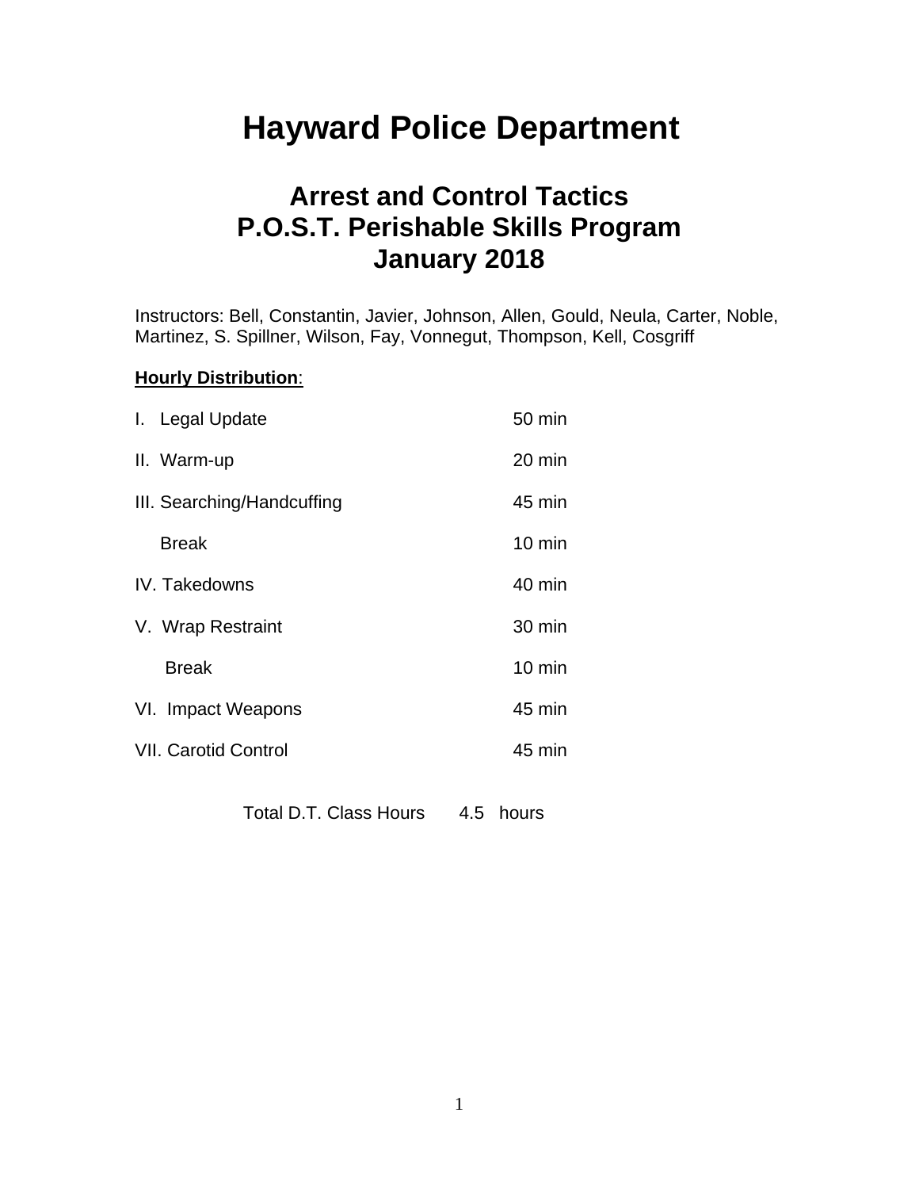# Hayward Police Department

## Arrest and Control Tactics
## P.O.S.T. Perishable Skills Program
## January 2018

Instructors: Bell, Constantin, Javier, Johnson, Allen, Gould, Neula, Carter, Noble, Martinez, S. Spillner, Wilson, Fay, Vonnegut, Thompson, Kell, Cosgriff

**Hourly Distribution**:

| | |
|---|---|
| I. Legal Update | 50 min |
| II. Warm-up | 20 min |
| III. Searching/Handcuffing | 45 min |
| Break | 10 min |
| IV. Takedowns | 40 min |
| V. Wrap Restraint | 30 min |
| Break | 10 min |
| VI. Impact Weapons | 45 min |
| VII. Carotid Control | 45 min |

Total D.T. Class Hours 4.5 hours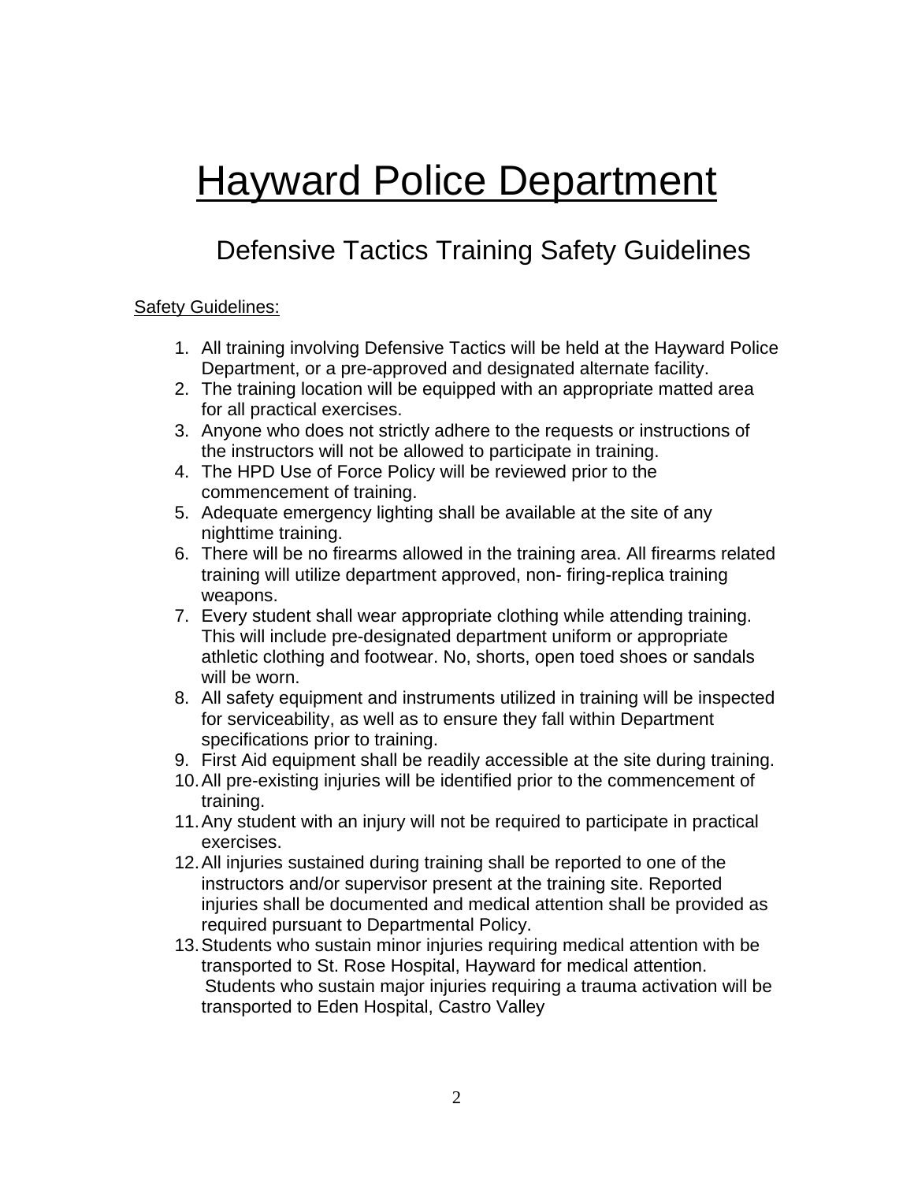# Hayward Police Department

## Defensive Tactics Training Safety Guidelines

Safety Guidelines:

1. All training involving Defensive Tactics will be held at the Hayward Police Department, or a pre-approved and designated alternate facility.
2. The training location will be equipped with an appropriate matted area for all practical exercises.
3. Anyone who does not strictly adhere to the requests or instructions of the instructors will not be allowed to participate in training.
4. The HPD Use of Force Policy will be reviewed prior to the commencement of training.
5. Adequate emergency lighting shall be available at the site of any nighttime training.
6. There will be no firearms allowed in the training area. All firearms related training will utilize department approved, non- firing-replica training weapons.
7. Every student shall wear appropriate clothing while attending training. This will include pre-designated department uniform or appropriate athletic clothing and footwear. No, shorts, open toed shoes or sandals will be worn.
8. All safety equipment and instruments utilized in training will be inspected for serviceability, as well as to ensure they fall within Department specifications prior to training.
9. First Aid equipment shall be readily accessible at the site during training.
10. All pre-existing injuries will be identified prior to the commencement of training.
11. Any student with an injury will not be required to participate in practical exercises.
12. All injuries sustained during training shall be reported to one of the instructors and/or supervisor present at the training site. Reported injuries shall be documented and medical attention shall be provided as required pursuant to Departmental Policy.
13. Students who sustain minor injuries requiring medical attention with be transported to St. Rose Hospital, Hayward for medical attention. Students who sustain major injuries requiring a trauma activation will be transported to Eden Hospital, Castro Valley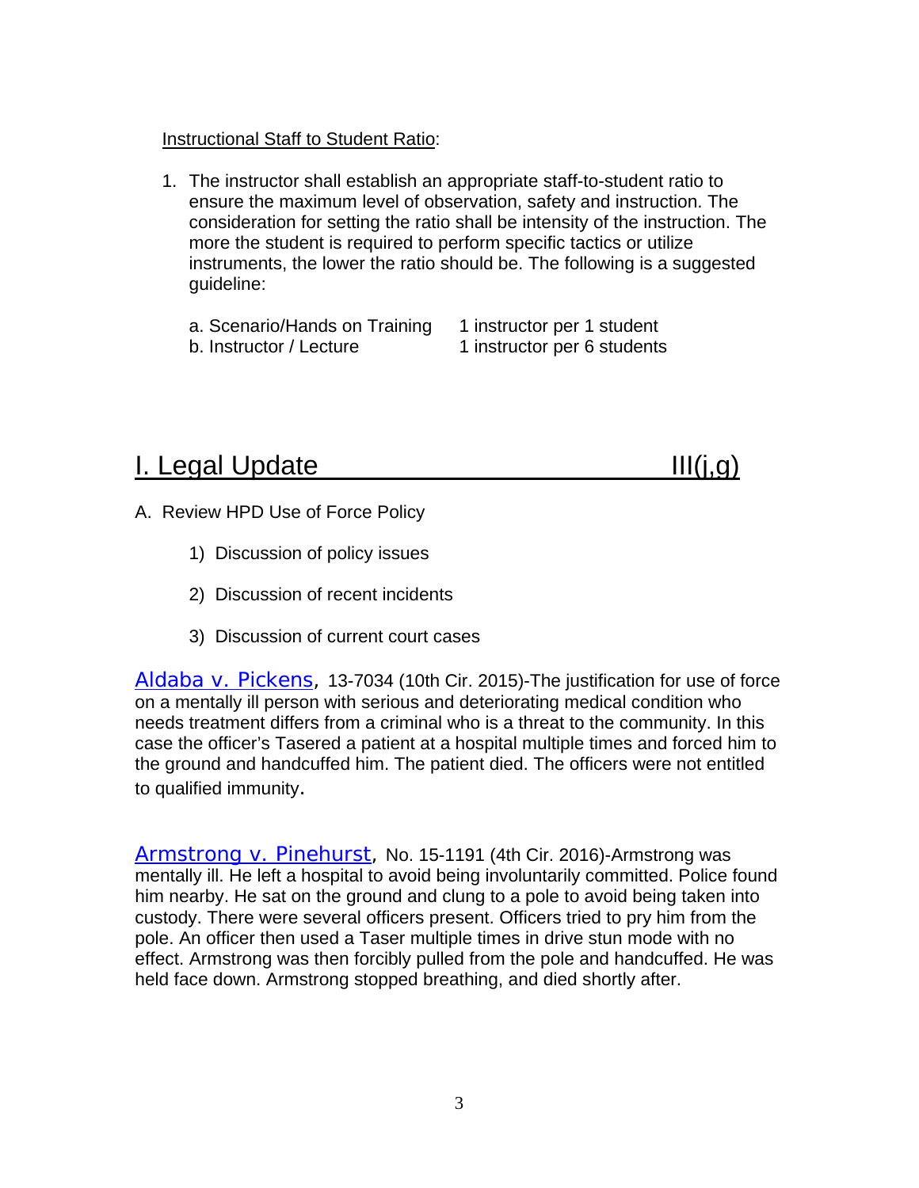Instructional Staff to Student Ratio:

1. The instructor shall establish an appropriate staff-to-student ratio to ensure the maximum level of observation, safety and instruction. The consideration for setting the ratio shall be intensity of the instruction. The more the student is required to perform specific tactics or utilize instruments, the lower the ratio should be. The following is a suggested guideline:

| | |
|---|---|
| a. Scenario/Hands on Training | 1 instructor per 1 student |
| b. Instructor / Lecture | 1 instructor per 6 students |

# I. Legal Update III(j,g)

A. Review HPD Use of Force Policy

1) Discussion of policy issues

2) Discussion of recent incidents

3) Discussion of current court cases

Aldaba v. Pickens, 13-7034 (10th Cir. 2015)-The justification for use of force on a mentally ill person with serious and deteriorating medical condition who needs treatment differs from a criminal who is a threat to the community. In this case the officer's Tasered a patient at a hospital multiple times and forced him to the ground and handcuffed him. The patient died. The officers were not entitled to qualified immunity.

Armstrong v. Pinehurst, No. 15-1191 (4th Cir. 2016)-Armstrong was mentally ill. He left a hospital to avoid being involuntarily committed. Police found him nearby. He sat on the ground and clung to a pole to avoid being taken into custody. There were several officers present. Officers tried to pry him from the pole. An officer then used a Taser multiple times in drive stun mode with no effect. Armstrong was then forcibly pulled from the pole and handcuffed. He was held face down. Armstrong stopped breathing, and died shortly after.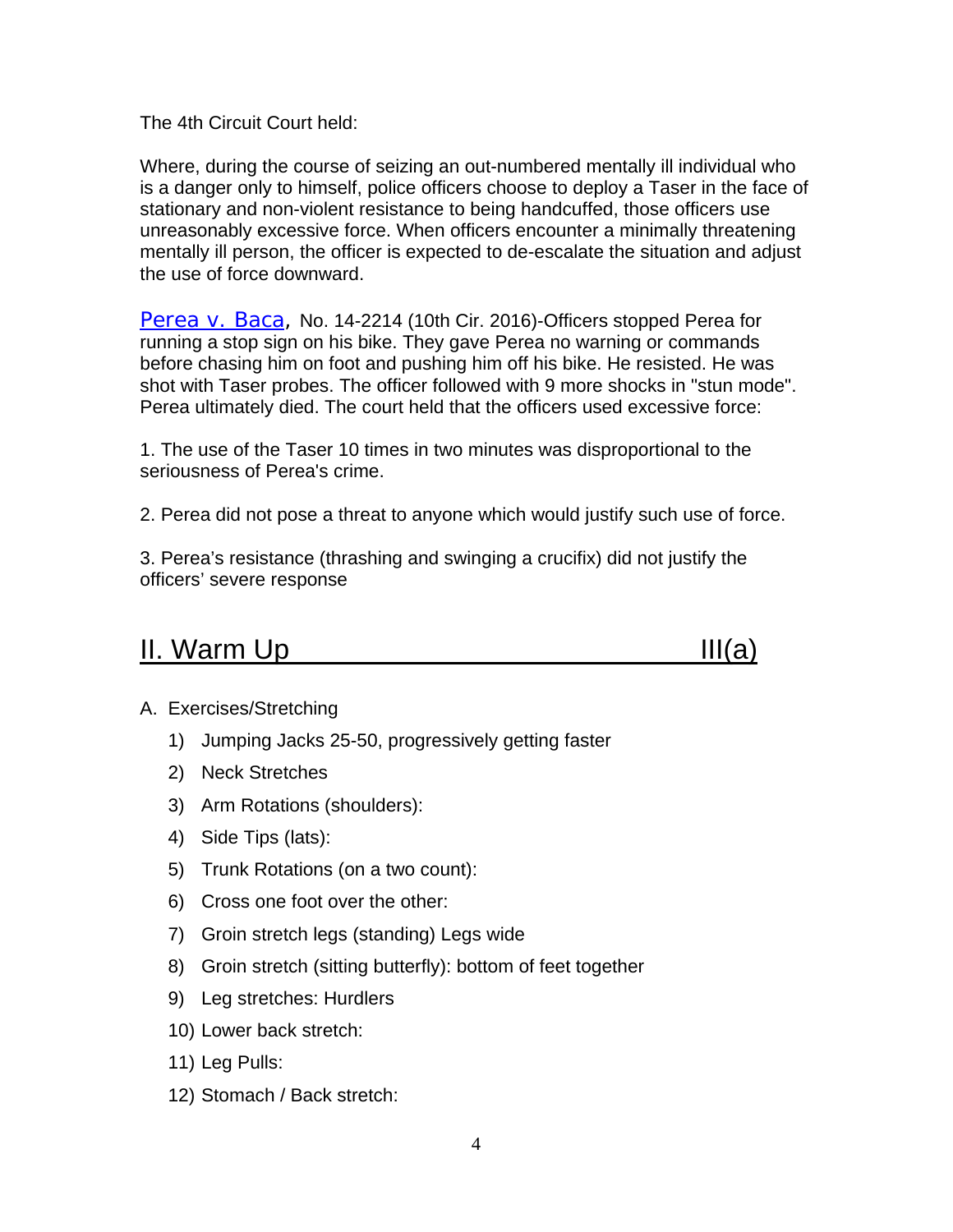The 4th Circuit Court held:

Where, during the course of seizing an out-numbered mentally ill individual who is a danger only to himself, police officers choose to deploy a Taser in the face of stationary and non-violent resistance to being handcuffed, those officers use unreasonably excessive force. When officers encounter a minimally threatening mentally ill person, the officer is expected to de-escalate the situation and adjust the use of force downward.

Perea v. Baca, No. 14-2214 (10th Cir. 2016)-Officers stopped Perea for running a stop sign on his bike. They gave Perea no warning or commands before chasing him on foot and pushing him off his bike. He resisted. He was shot with Taser probes. The officer followed with 9 more shocks in "stun mode". Perea ultimately died. The court held that the officers used excessive force:

1. The use of the Taser 10 times in two minutes was disproportional to the seriousness of Perea's crime.

2. Perea did not pose a threat to anyone which would justify such use of force.

3. Perea's resistance (thrashing and swinging a crucifix) did not justify the officers' severe response

## II. Warm Up III(a)

A. Exercises/Stretching

1) Jumping Jacks 25-50, progressively getting faster
2) Neck Stretches
3) Arm Rotations (shoulders):
4) Side Tips (lats):
5) Trunk Rotations (on a two count):
6) Cross one foot over the other:
7) Groin stretch legs (standing) Legs wide
8) Groin stretch (sitting butterfly): bottom of feet together
9) Leg stretches: Hurdlers
10) Lower back stretch:
11) Leg Pulls:
12) Stomach / Back stretch: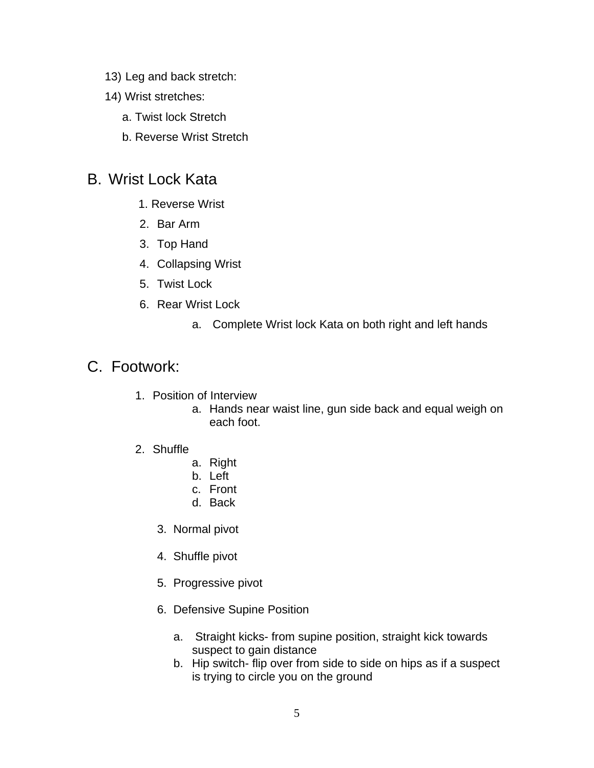13) Leg and back stretch:

14) Wrist stretches:

   a. Twist lock Stretch

   b. Reverse Wrist Stretch

## B. Wrist Lock Kata

1. Reverse Wrist
2. Bar Arm
3. Top Hand
4. Collapsing Wrist
5. Twist Lock
6. Rear Wrist Lock
    a. Complete Wrist lock Kata on both right and left hands

## C. Footwork:

1. Position of Interview
    a. Hands near waist line, gun side back and equal weigh on each foot.

2. Shuffle
    a. Right
    b. Left
    c. Front
    d. Back

3. Normal pivot

4. Shuffle pivot

5. Progressive pivot

6. Defensive Supine Position

    a. Straight kicks- from supine position, straight kick towards suspect to gain distance
    b. Hip switch- flip over from side to side on hips as if a suspect is trying to circle you on the ground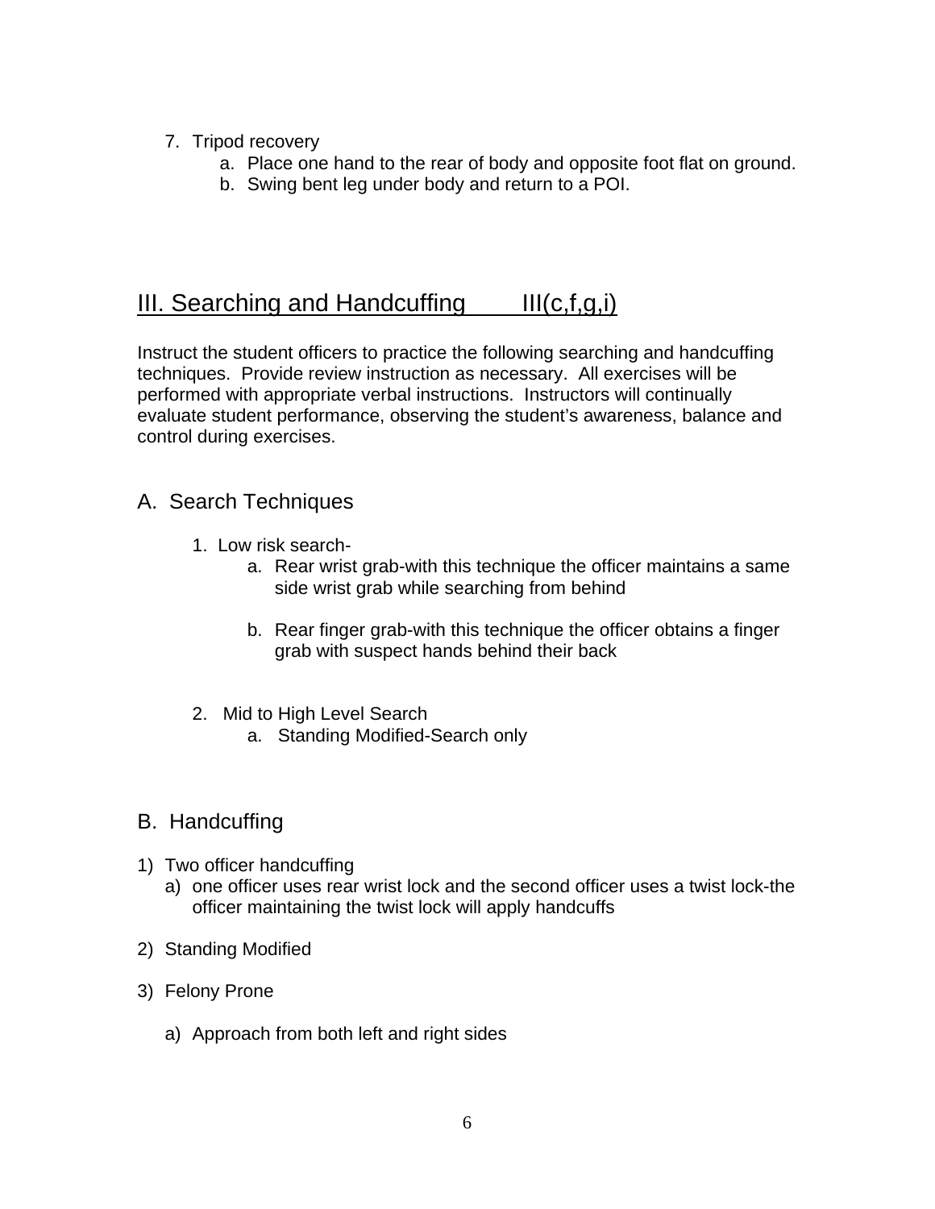7. Tripod recovery
    a. Place one hand to the rear of body and opposite foot flat on ground.
    b. Swing bent leg under body and return to a POI.

## III. Searching and Handcuffing III(c,f,g,i)

Instruct the student officers to practice the following searching and handcuffing techniques. Provide review instruction as necessary. All exercises will be performed with appropriate verbal instructions. Instructors will continually evaluate student performance, observing the student's awareness, balance and control during exercises.

### A. Search Techniques

1. Low risk search-
    a. Rear wrist grab-with this technique the officer maintains a same side wrist grab while searching from behind

    b. Rear finger grab-with this technique the officer obtains a finger grab with suspect hands behind their back

2. Mid to High Level Search
    a. Standing Modified-Search only

### B. Handcuffing

1) Two officer handcuffing
    a) one officer uses rear wrist lock and the second officer uses a twist lock-the officer maintaining the twist lock will apply handcuffs

2) Standing Modified

3) Felony Prone

    a) Approach from both left and right sides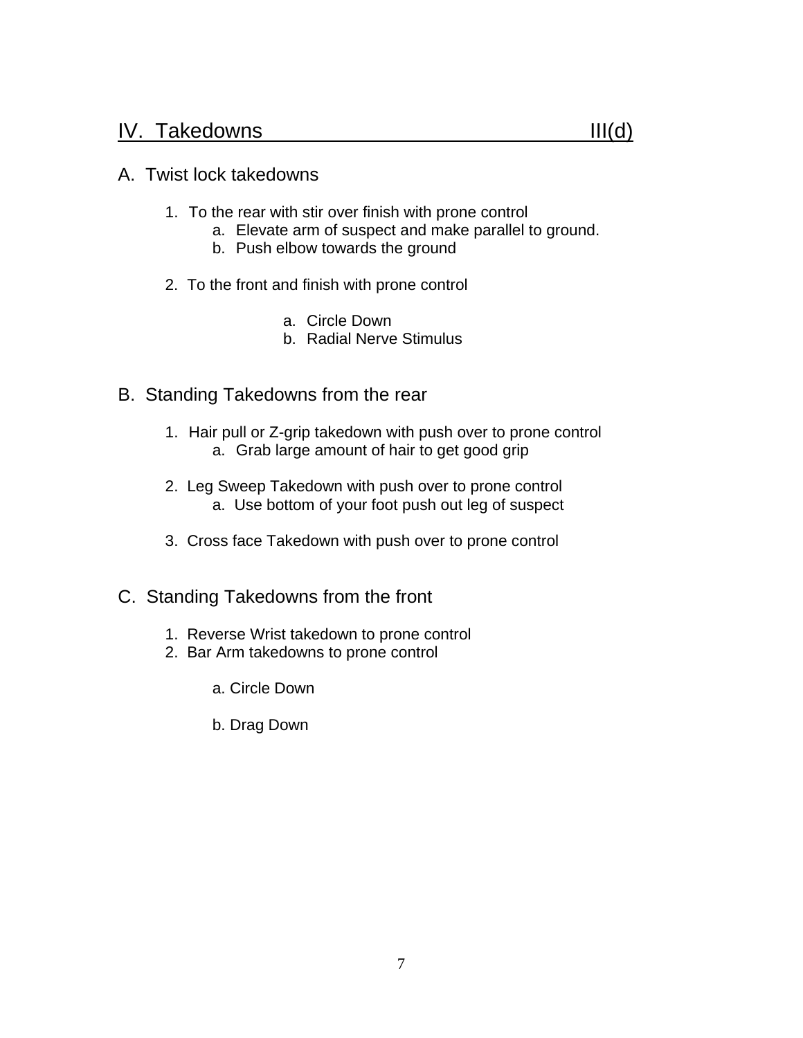## IV. Takedowns III(d)

### A. Twist lock takedowns

1. To the rear with stir over finish with prone control
    a. Elevate arm of suspect and make parallel to ground.
    b. Push elbow towards the ground

2. To the front and finish with prone control

    a. Circle Down
    b. Radial Nerve Stimulus

### B. Standing Takedowns from the rear

1. Hair pull or Z-grip takedown with push over to prone control
    a. Grab large amount of hair to get good grip

2. Leg Sweep Takedown with push over to prone control
    a. Use bottom of your foot push out leg of suspect

3. Cross face Takedown with push over to prone control

### C. Standing Takedowns from the front

1. Reverse Wrist takedown to prone control
2. Bar Arm takedowns to prone control

    a. Circle Down

    b. Drag Down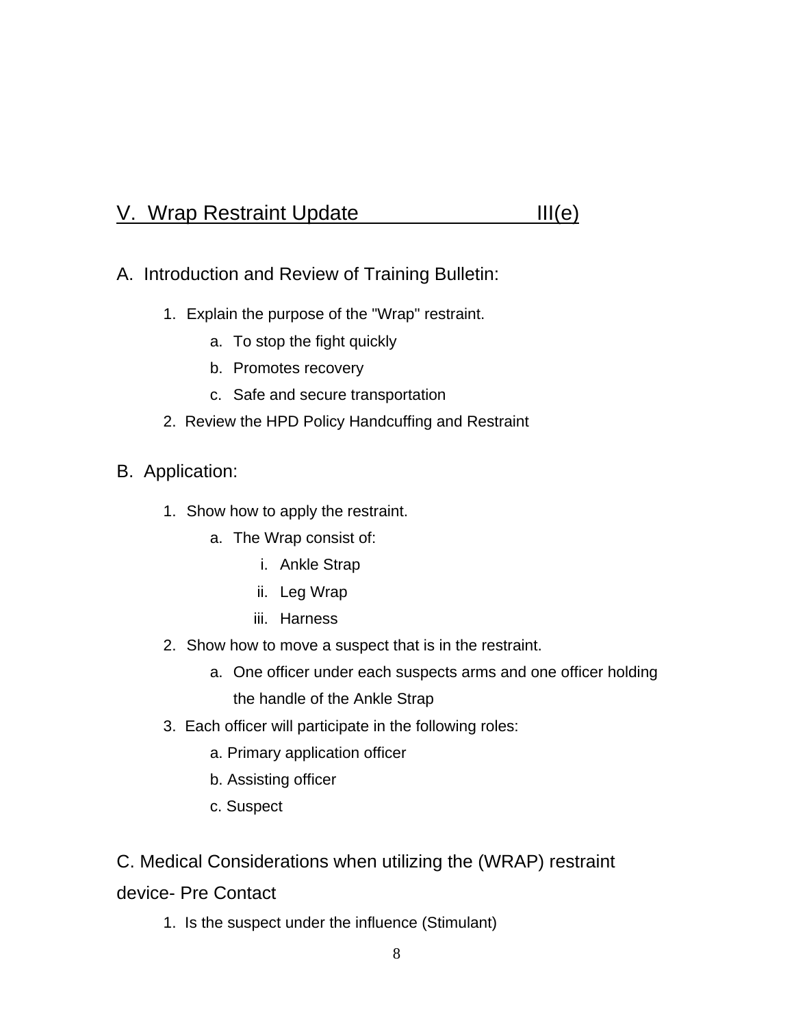## V. Wrap Restraint Update III(e)

### A. Introduction and Review of Training Bulletin:

1. Explain the purpose of the "Wrap" restraint.
   a. To stop the fight quickly
   b. Promotes recovery
   c. Safe and secure transportation
2. Review the HPD Policy Handcuffing and Restraint

### B. Application:

1. Show how to apply the restraint.
   a. The Wrap consist of:
      i. Ankle Strap
      ii. Leg Wrap
      iii. Harness
2. Show how to move a suspect that is in the restraint.
   a. One officer under each suspects arms and one officer holding the handle of the Ankle Strap
3. Each officer will participate in the following roles:
   a. Primary application officer
   b. Assisting officer
   c. Suspect

### C. Medical Considerations when utilizing the (WRAP) restraint device- Pre Contact

1. Is the suspect under the influence (Stimulant)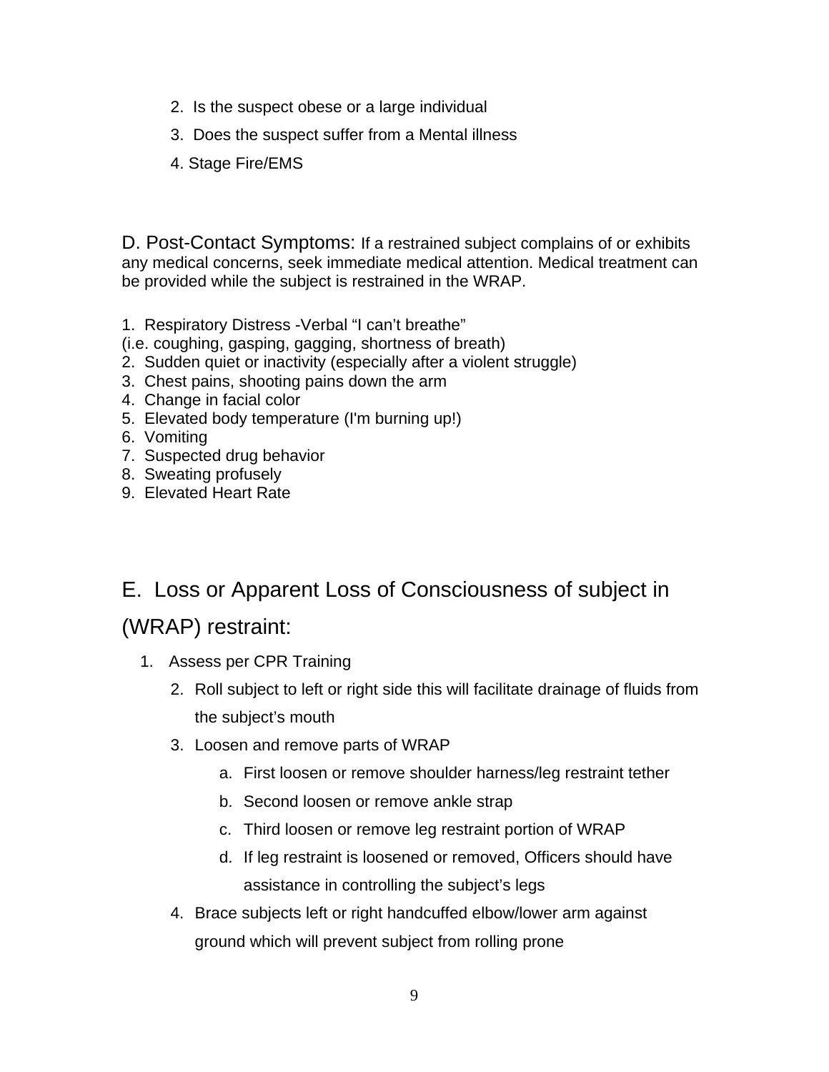2. Is the suspect obese or a large individual
3. Does the suspect suffer from a Mental illness
4. Stage Fire/EMS

D. Post-Contact Symptoms: If a restrained subject complains of or exhibits any medical concerns, seek immediate medical attention. Medical treatment can be provided while the subject is restrained in the WRAP.

1. Respiratory Distress -Verbal "I can't breathe"
(i.e. coughing, gasping, gagging, shortness of breath)
2. Sudden quiet or inactivity (especially after a violent struggle)
3. Chest pains, shooting pains down the arm
4. Change in facial color
5. Elevated body temperature (I'm burning up!)
6. Vomiting
7. Suspected drug behavior
8. Sweating profusely
9. Elevated Heart Rate

## E. Loss or Apparent Loss of Consciousness of subject in (WRAP) restraint:

1. Assess per CPR Training
2. Roll subject to left or right side this will facilitate drainage of fluids from the subject's mouth
3. Loosen and remove parts of WRAP
   a. First loosen or remove shoulder harness/leg restraint tether
   b. Second loosen or remove ankle strap
   c. Third loosen or remove leg restraint portion of WRAP
   d. If leg restraint is loosened or removed, Officers should have assistance in controlling the subject's legs
4. Brace subjects left or right handcuffed elbow/lower arm against ground which will prevent subject from rolling prone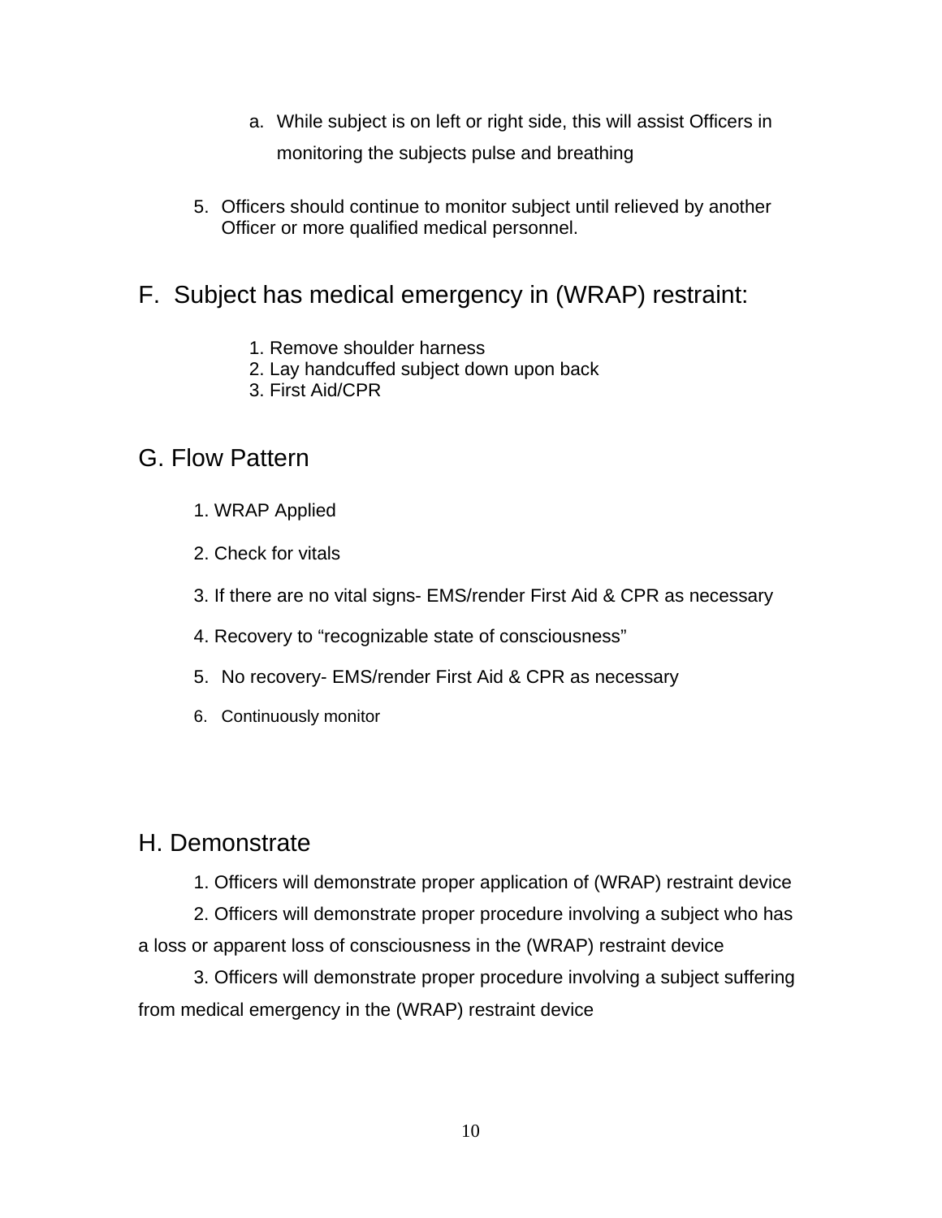a. While subject is on left or right side, this will assist Officers in monitoring the subjects pulse and breathing

5. Officers should continue to monitor subject until relieved by another Officer or more qualified medical personnel.

## F. Subject has medical emergency in (WRAP) restraint:

1. Remove shoulder harness
2. Lay handcuffed subject down upon back
3. First Aid/CPR

## G. Flow Pattern

1. WRAP Applied
2. Check for vitals
3. If there are no vital signs- EMS/render First Aid & CPR as necessary
4. Recovery to "recognizable state of consciousness"
5. No recovery- EMS/render First Aid & CPR as necessary
6. Continuously monitor

## H. Demonstrate

1. Officers will demonstrate proper application of (WRAP) restraint device
2. Officers will demonstrate proper procedure involving a subject who has a loss or apparent loss of consciousness in the (WRAP) restraint device
3. Officers will demonstrate proper procedure involving a subject suffering from medical emergency in the (WRAP) restraint device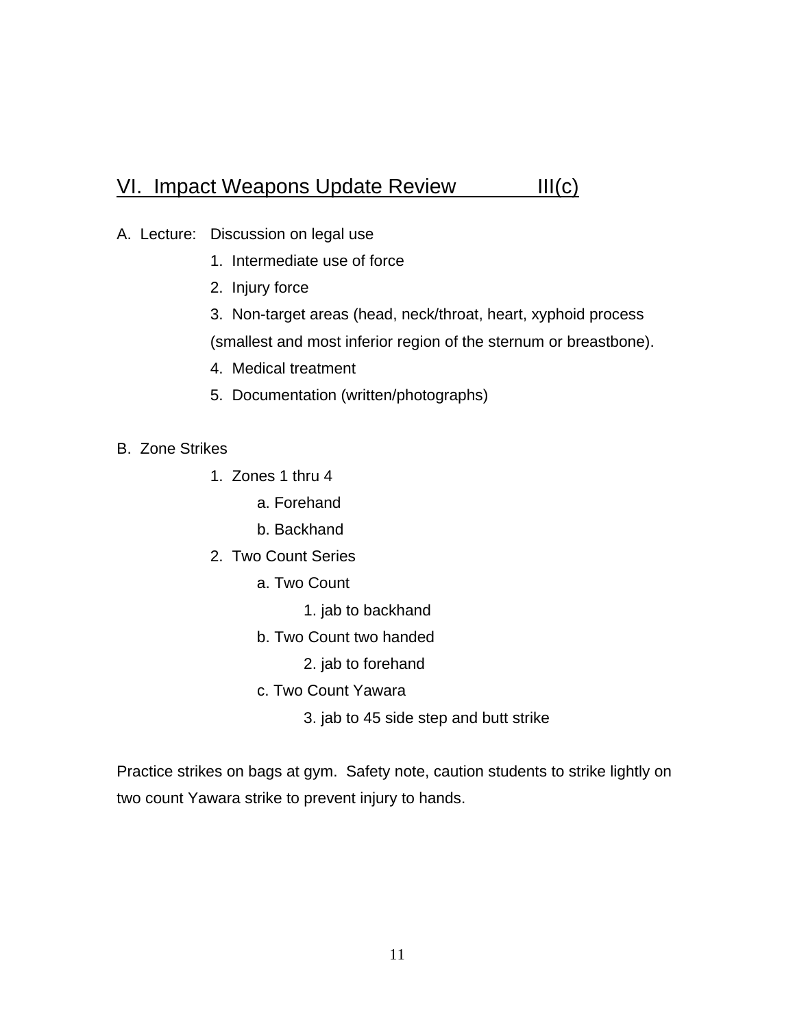## VI. Impact Weapons Update Review III(c)

A. Lecture: Discussion on legal use

1. Intermediate use of force
2. Injury force
3. Non-target areas (head, neck/throat, heart, xyphoid process (smallest and most inferior region of the sternum or breastbone).
4. Medical treatment
5. Documentation (written/photographs)

B. Zone Strikes

1. Zones 1 thru 4
   - a. Forehand
   - b. Backhand
2. Two Count Series
   - a. Two Count
     - 1. jab to backhand
   - b. Two Count two handed
     - 2. jab to forehand
   - c. Two Count Yawara
     - 3. jab to 45 side step and butt strike

Practice strikes on bags at gym. Safety note, caution students to strike lightly on two count Yawara strike to prevent injury to hands.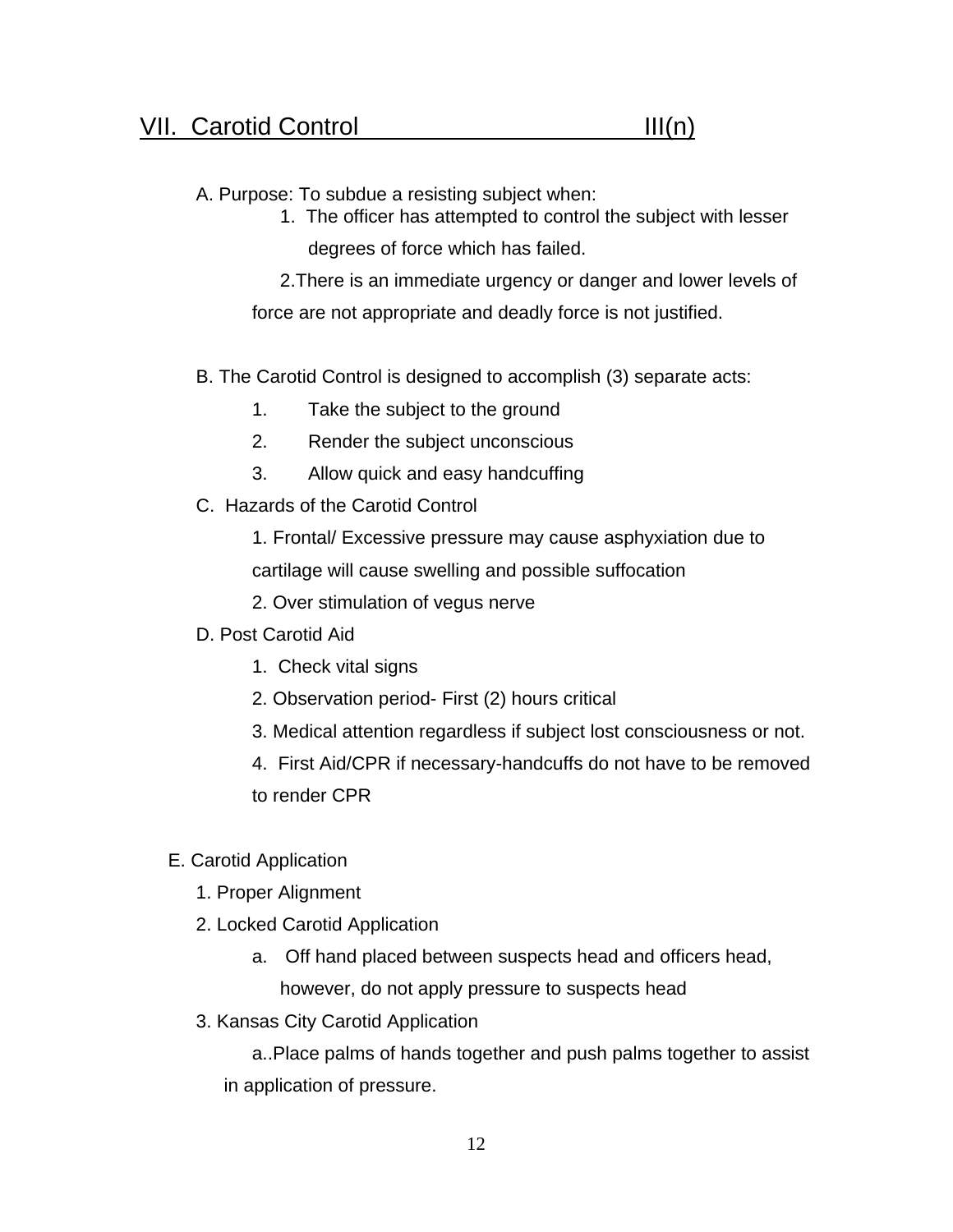## VII. Carotid Control III(n)

A. Purpose: To subdue a resisting subject when:

1. The officer has attempted to control the subject with lesser degrees of force which has failed.
2. There is an immediate urgency or danger and lower levels of force are not appropriate and deadly force is not justified.

B. The Carotid Control is designed to accomplish (3) separate acts:

1. Take the subject to the ground
2. Render the subject unconscious
3. Allow quick and easy handcuffing

C. Hazards of the Carotid Control

1. Frontal/ Excessive pressure may cause asphyxiation due to cartilage will cause swelling and possible suffocation
2. Over stimulation of vegus nerve

D. Post Carotid Aid

1. Check vital signs
2. Observation period- First (2) hours critical
3. Medical attention regardless if subject lost consciousness or not.
4. First Aid/CPR if necessary-handcuffs do not have to be removed to render CPR

E. Carotid Application

1. Proper Alignment
2. Locked Carotid Application
   a. Off hand placed between suspects head and officers head, however, do not apply pressure to suspects head
3. Kansas City Carotid Application
   a..Place palms of hands together and push palms together to assist in application of pressure.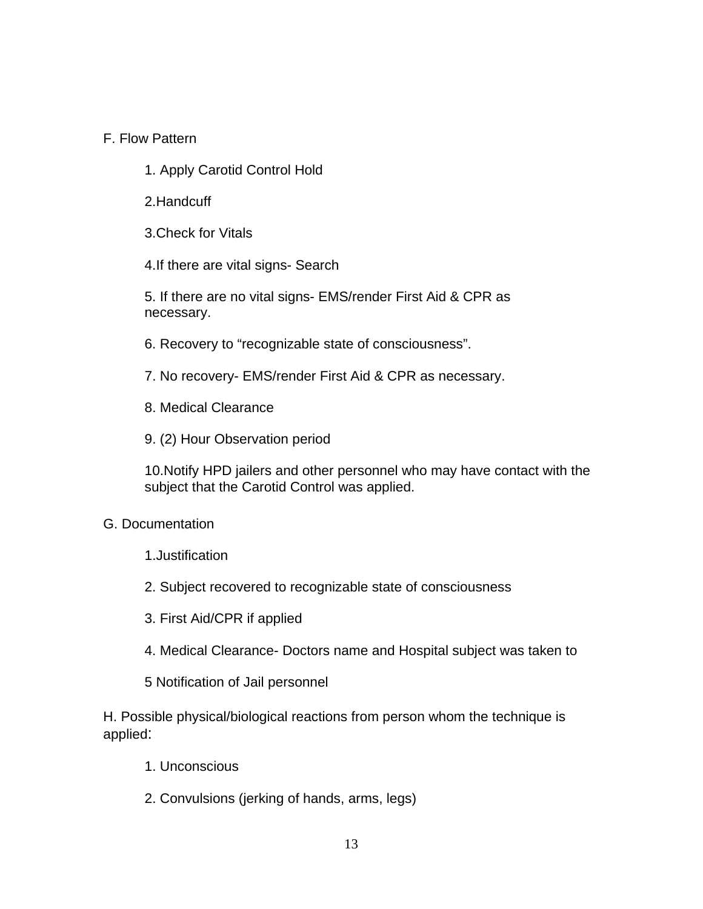F. Flow Pattern

1. Apply Carotid Control Hold
2. Handcuff
3. Check for Vitals
4. If there are vital signs- Search
5. If there are no vital signs- EMS/render First Aid & CPR as necessary.
6. Recovery to "recognizable state of consciousness".
7. No recovery- EMS/render First Aid & CPR as necessary.
8. Medical Clearance
9. (2) Hour Observation period
10. Notify HPD jailers and other personnel who may have contact with the subject that the Carotid Control was applied.

G. Documentation

1. Justification
2. Subject recovered to recognizable state of consciousness
3. First Aid/CPR if applied
4. Medical Clearance- Doctors name and Hospital subject was taken to
5. Notification of Jail personnel

H. Possible physical/biological reactions from person whom the technique is applied:

1. Unconscious
2. Convulsions (jerking of hands, arms, legs)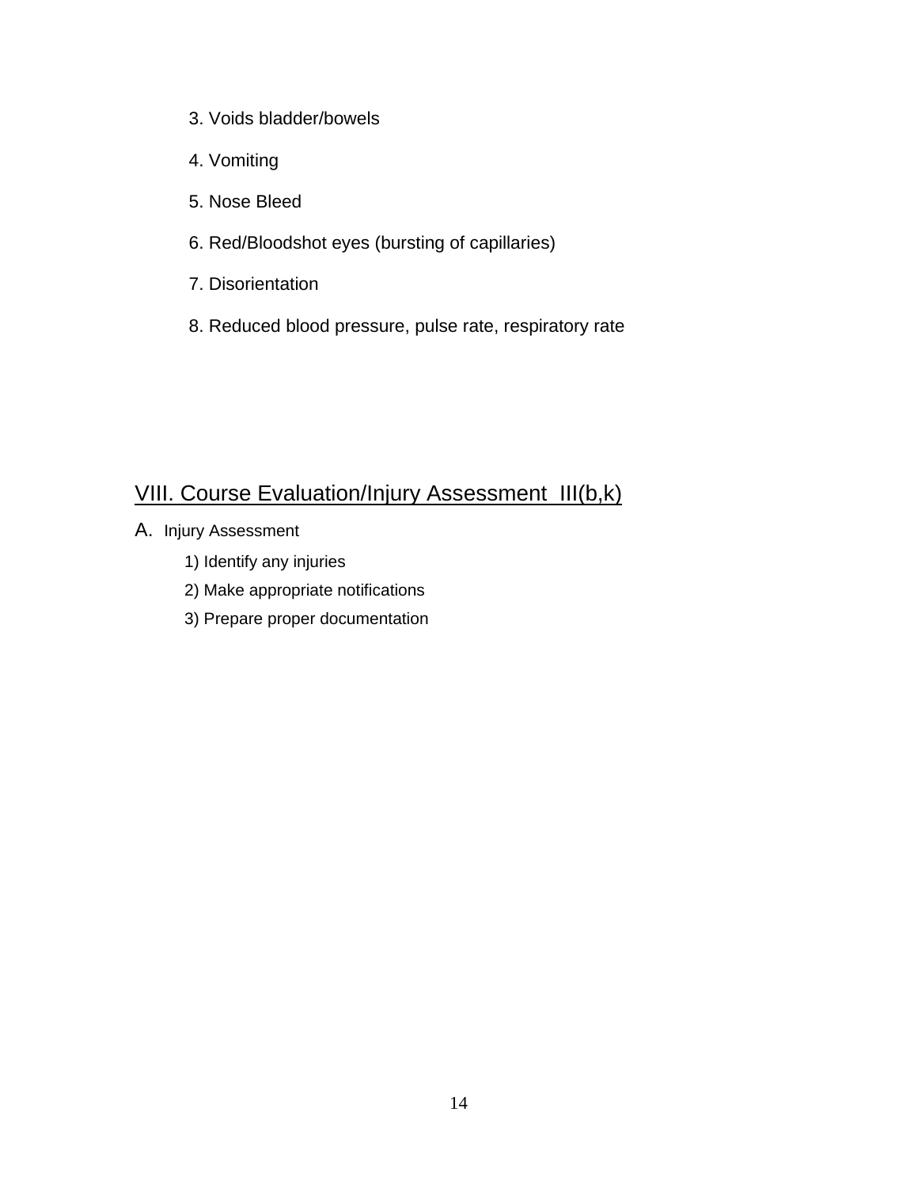3. Voids bladder/bowels

4. Vomiting

5. Nose Bleed

6. Red/Bloodshot eyes (bursting of capillaries)

7. Disorientation

8. Reduced blood pressure, pulse rate, respiratory rate

## VIII. Course Evaluation/Injury Assessment III(b,k)

A. Injury Assessment

1) Identify any injuries

2) Make appropriate notifications

3) Prepare proper documentation